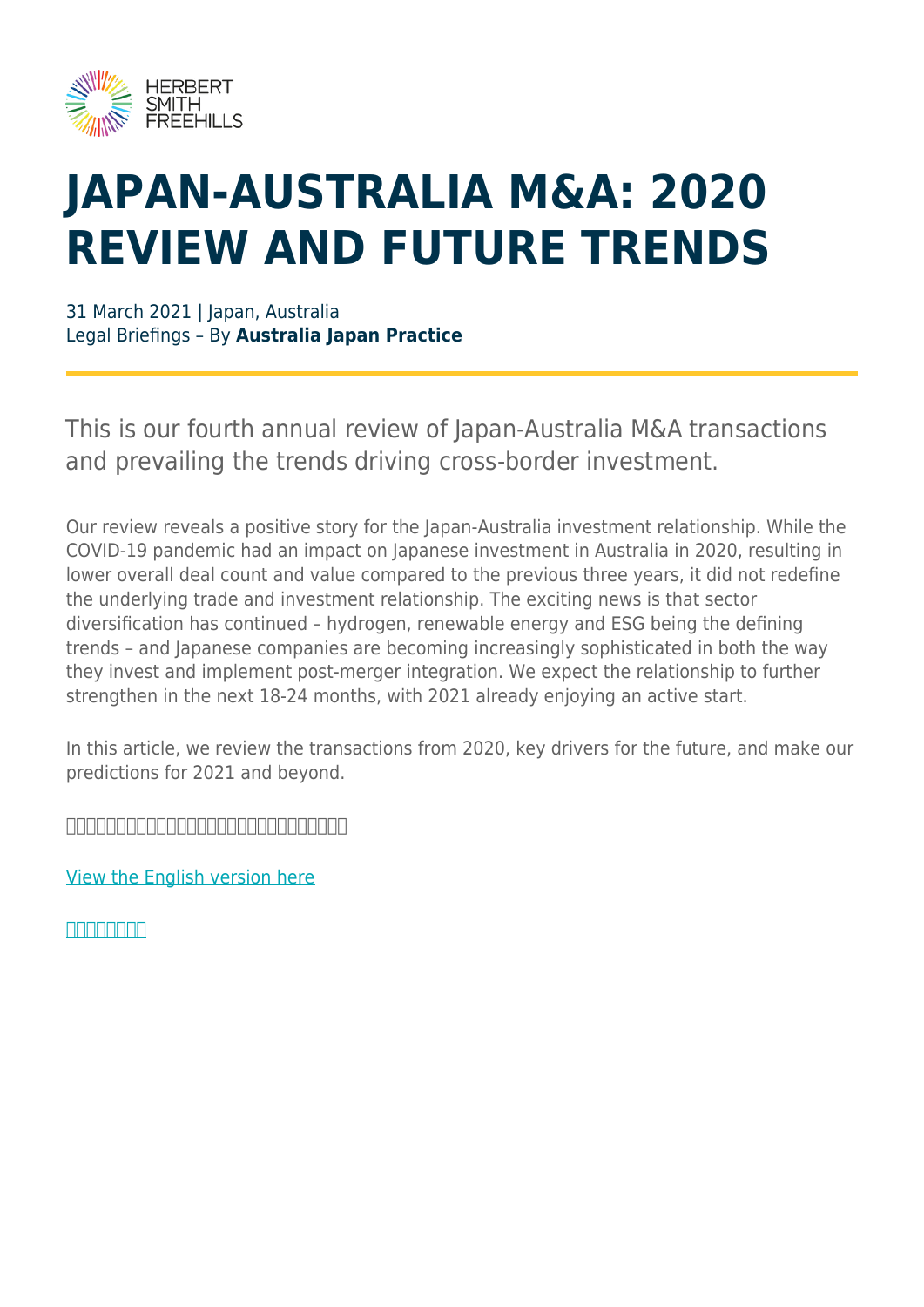# JAPAN-AUSTRALIA M&A: 2020 REVIEW AND FUTURE TRENDS

31 March 2021 | Japan, Australia
Legal Briefings – By **Australia Japan Practice**

This is our fourth annual review of Japan-Australia M&A transactions and prevailing the trends driving cross-border investment.

Our review reveals a positive story for the Japan-Australia investment relationship. While the COVID-19 pandemic had an impact on Japanese investment in Australia in 2020, resulting in lower overall deal count and value compared to the previous three years, it did not redefine the underlying trade and investment relationship. The exciting news is that sector diversification has continued – hydrogen, renewable energy and ESG being the defining trends – and Japanese companies are becoming increasingly sophisticated in both the way they invest and implement post-merger integration. We expect the relationship to further strengthen in the next 18-24 months, with 2021 already enjoying an active start.

In this article, we review the transactions from 2020, key drivers for the future, and make our predictions for 2021 and beyond.

□□□□□□□□□□□□□□□□□□□□□□□□□□□□□□□□□□

View the English version here

□□□□□□□□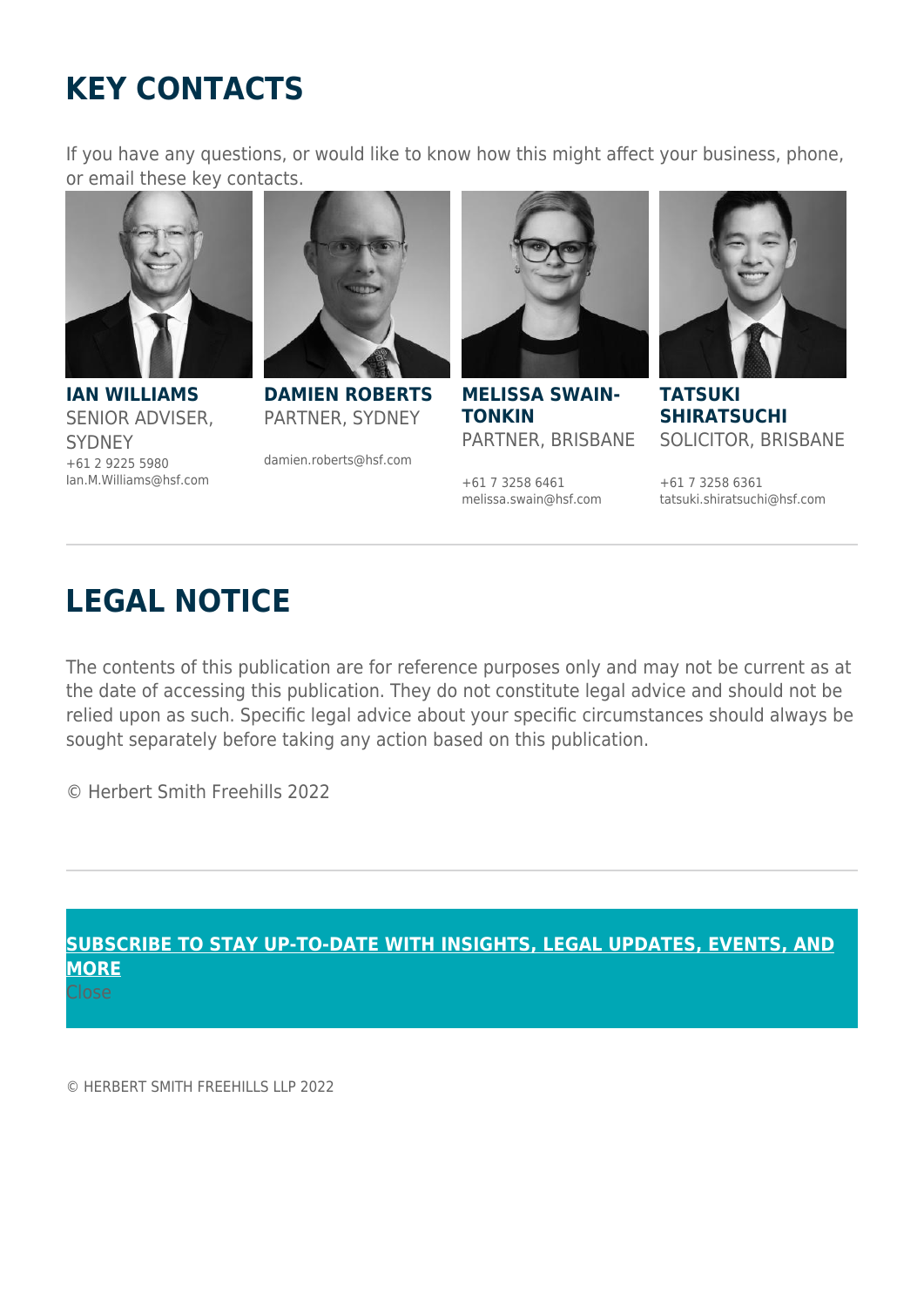## KEY CONTACTS

If you have any questions, or would like to know how this might affect your business, phone, or email these key contacts.

**IAN WILLIAMS**
SENIOR ADVISER, SYDNEY
+61 2 9225 5980
Ian.M.Williams@hsf.com

**DAMIEN ROBERTS**
PARTNER, SYDNEY
damien.roberts@hsf.com

**MELISSA SWAIN-TONKIN**
PARTNER, BRISBANE
+61 7 3258 6461
melissa.swain@hsf.com

**TATSUKI SHIRATSUCHI**
SOLICITOR, BRISBANE
+61 7 3258 6361
tatsuki.shiratsuchi@hsf.com

## LEGAL NOTICE

The contents of this publication are for reference purposes only and may not be current as at the date of accessing this publication. They do not constitute legal advice and should not be relied upon as such. Specific legal advice about your specific circumstances should always be sought separately before taking any action based on this publication.

© Herbert Smith Freehills 2022

**SUBSCRIBE TO STAY UP-TO-DATE WITH INSIGHTS, LEGAL UPDATES, EVENTS, AND MORE**
Close

© HERBERT SMITH FREEHILLS LLP 2022